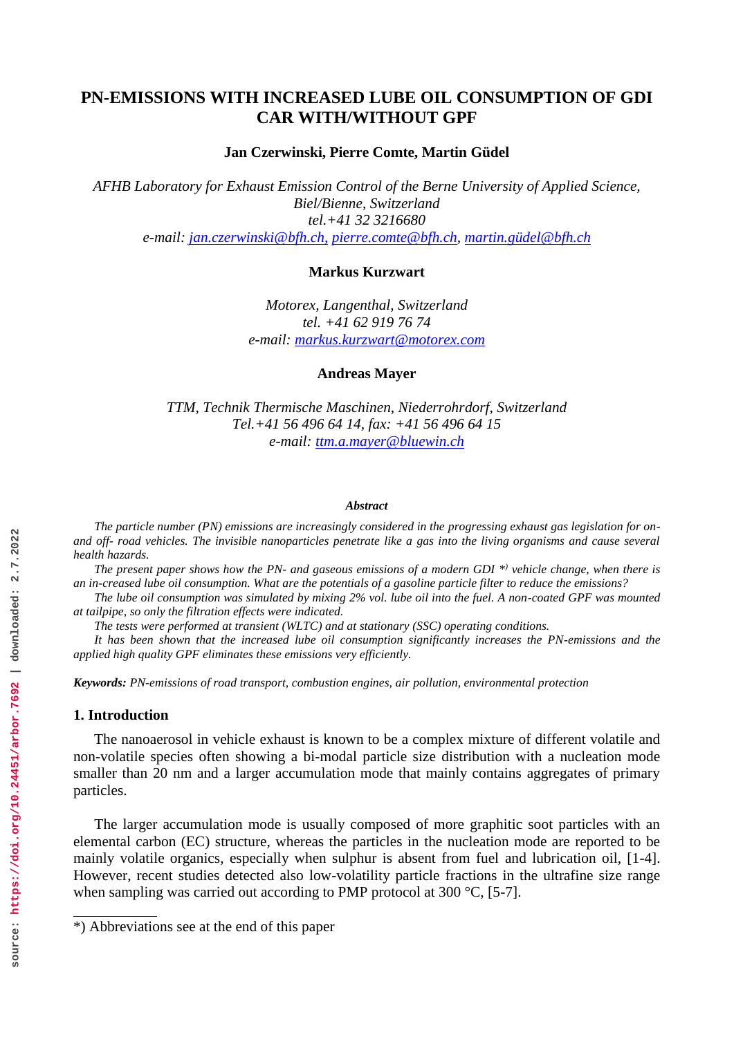# PN-EMISSIONS WITH INCREASED LUBE OIL CONSUMPTION OF GDI CAR WITH/WITHOUT GPF

**Jan Czerwinski, Pierre Comte, Martin Güdel**

*AFHB Laboratory for Exhaust Emission Control of the Berne University of Applied Science, Biel/Bienne, Switzerland*
*tel.+41 32 3216680*
*e-mail: jan.czerwinski@bfh.ch, pierre.comte@bfh.ch, martin.güdel@bfh.ch*

**Markus Kurzwart**

*Motorex, Langenthal, Switzerland*
*tel. +41 62 919 76 74*
*e-mail: markus.kurzwart@motorex.com*

**Andreas Mayer**

*TTM, Technik Thermische Maschinen, Niederrohrdorf, Switzerland*
*Tel.+41 56 496 64 14, fax: +41 56 496 64 15*
*e-mail: ttm.a.mayer@bluewin.ch*

***Abstract***

*The particle number (PN) emissions are increasingly considered in the progressing exhaust gas legislation for on- and off- road vehicles. The invisible nanoparticles penetrate like a gas into the living organisms and cause several health hazards.*

*The present paper shows how the PN- and gaseous emissions of a modern GDI \*) vehicle change, when there is an in-creased lube oil consumption. What are the potentials of a gasoline particle filter to reduce the emissions?*

*The lube oil consumption was simulated by mixing 2% vol. lube oil into the fuel. A non-coated GPF was mounted at tailpipe, so only the filtration effects were indicated.*

*The tests were performed at transient (WLTC) and at stationary (SSC) operating conditions.*

*It has been shown that the increased lube oil consumption significantly increases the PN-emissions and the applied high quality GPF eliminates these emissions very efficiently.*

***Keywords:*** *PN-emissions of road transport, combustion engines, air pollution, environmental protection*

## 1. Introduction

The nanoaerosol in vehicle exhaust is known to be a complex mixture of different volatile and non-volatile species often showing a bi-modal particle size distribution with a nucleation mode smaller than 20 nm and a larger accumulation mode that mainly contains aggregates of primary particles.

The larger accumulation mode is usually composed of more graphitic soot particles with an elemental carbon (EC) structure, whereas the particles in the nucleation mode are reported to be mainly volatile organics, especially when sulphur is absent from fuel and lubrication oil, [1-4]. However, recent studies detected also low-volatility particle fractions in the ultrafine size range when sampling was carried out according to PMP protocol at 300 °C, [5-7].

\*) Abbreviations see at the end of this paper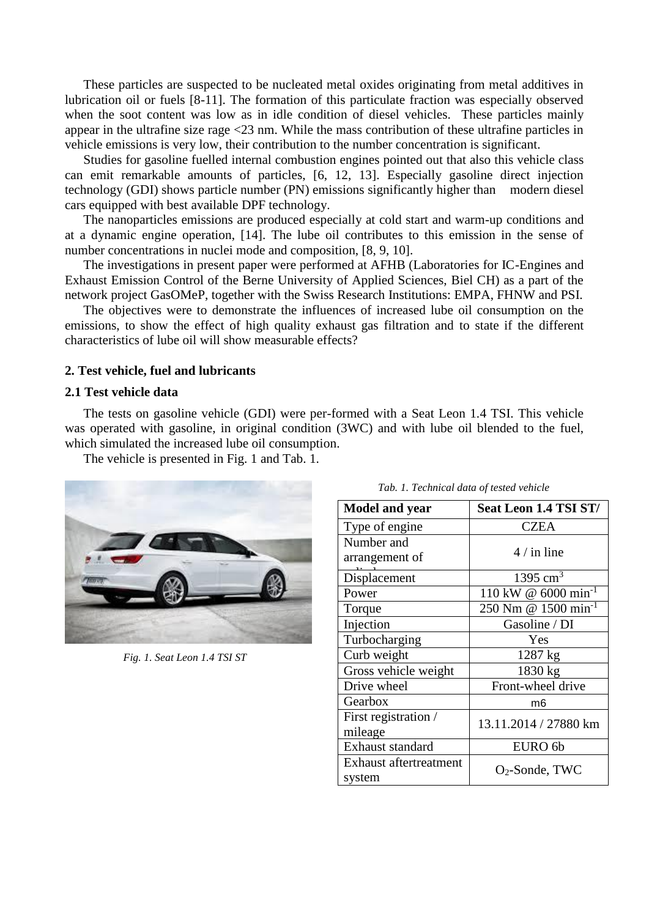These particles are suspected to be nucleated metal oxides originating from metal additives in lubrication oil or fuels [8-11]. The formation of this particulate fraction was especially observed when the soot content was low as in idle condition of diesel vehicles. These particles mainly appear in the ultrafine size rage <23 nm. While the mass contribution of these ultrafine particles in vehicle emissions is very low, their contribution to the number concentration is significant.

Studies for gasoline fuelled internal combustion engines pointed out that also this vehicle class can emit remarkable amounts of particles, [6, 12, 13]. Especially gasoline direct injection technology (GDI) shows particle number (PN) emissions significantly higher than modern diesel cars equipped with best available DPF technology.

The nanoparticles emissions are produced especially at cold start and warm-up conditions and at a dynamic engine operation, [14]. The lube oil contributes to this emission in the sense of number concentrations in nuclei mode and composition, [8, 9, 10].

The investigations in present paper were performed at AFHB (Laboratories for IC-Engines and Exhaust Emission Control of the Berne University of Applied Sciences, Biel CH) as a part of the network project GasOMeP, together with the Swiss Research Institutions: EMPA, FHNW and PSI.

The objectives were to demonstrate the influences of increased lube oil consumption on the emissions, to show the effect of high quality exhaust gas filtration and to state if the different characteristics of lube oil will show measurable effects?

## 2. Test vehicle, fuel and lubricants

### 2.1 Test vehicle data

The tests on gasoline vehicle (GDI) were per-formed with a Seat Leon 1.4 TSI. This vehicle was operated with gasoline, in original condition (3WC) and with lube oil blended to the fuel, which simulated the increased lube oil consumption.

The vehicle is presented in Fig. 1 and Tab. 1.

*Fig. 1. Seat Leon 1.4 TSI ST*

*Tab. 1. Technical data of tested vehicle*

| **Model and year** | **Seat Leon 1.4 TSI ST/** |
|---|---|
| Type of engine | CZEA |
| Number and arrangement of cylinders | 4 / in line |
| Displacement | 1395 $cm^3$ |
| Power | 110 kW @ 6000 $min^{-1}$ |
| Torque | 250 Nm @ 1500 $min^{-1}$ |
| Injection | Gasoline / DI |
| Turbocharging | Yes |
| Curb weight | 1287 kg |
| Gross vehicle weight | 1830 kg |
| Drive wheel | Front-wheel drive |
| Gearbox | m6 |
| First registration / mileage | 13.11.2014 / 27880 km |
| Exhaust standard | EURO 6b |
| Exhaust aftertreatment system | $O_2$-Sonde, TWC |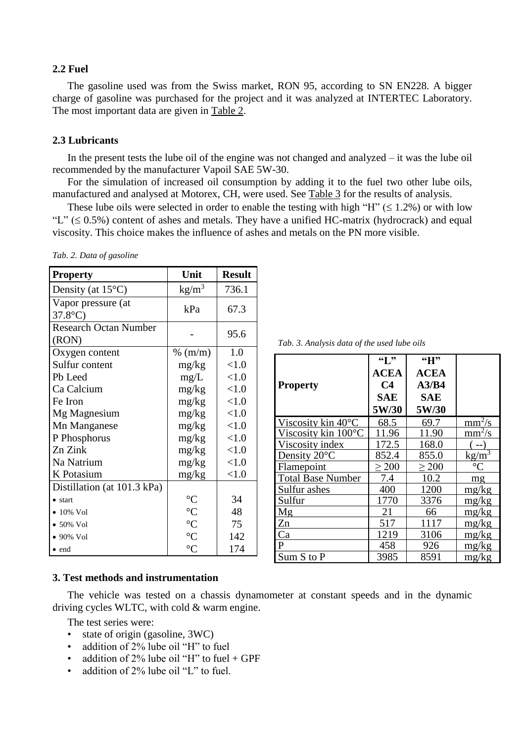### 2.2 Fuel

The gasoline used was from the Swiss market, RON 95, according to SN EN228. A bigger charge of gasoline was purchased for the project and it was analyzed at INTERTEC Laboratory. The most important data are given in Table 2.

### 2.3 Lubricants

In the present tests the lube oil of the engine was not changed and analyzed – it was the lube oil recommended by the manufacturer Vapoil SAE 5W-30.

For the simulation of increased oil consumption by adding it to the fuel two other lube oils, manufactured and analysed at Motorex, CH, were used. See Table 3 for the results of analysis.

These lube oils were selected in order to enable the testing with high "H" (≤ 1.2%) or with low "L" (≤ 0.5%) content of ashes and metals. They have a unified HC-matrix (hydrocrack) and equal viscosity. This choice makes the influence of ashes and metals on the PN more visible.

*Tab. 2. Data of gasoline*

| Property | Unit | Result |
|---|---|---|
| Density (at 15°C) | $kg/m^3$ | 736.1 |
| Vapor pressure (at 37.8°C) | kPa | 67.3 |
| Research Octan Number (RON) | - | 95.6 |
| Oxygen content | % (m/m) | 1.0 |
| Sulfur content | mg/kg | <1.0 |
| Pb Leed | mg/L | <1.0 |
| Ca Calcium | mg/kg | <1.0 |
| Fe Iron | mg/kg | <1.0 |
| Mg Magnesium | mg/kg | <1.0 |
| Mn Manganese | mg/kg | <1.0 |
| P Phosphorus | mg/kg | <1.0 |
| Zn Zink | mg/kg | <1.0 |
| Na Natrium | mg/kg | <1.0 |
| K Potasium | mg/kg | <1.0 |
| Distillation (at 101.3 kPa) | | |
| • start | °C | 34 |
| • 10% Vol | °C | 48 |
| • 50% Vol | °C | 75 |
| • 90% Vol | °C | 142 |
| • end | °C | 174 |

*Tab. 3. Analysis data of the used lube oils*

| Property | "L" ACEA C4 SAE 5W/30 | "H" ACEA A3/B4 SAE 5W/30 | |
|---|---|---|---|
| Viscosity kin 40°C | 68.5 | 69.7 | $mm^2/s$ |
| Viscosity kin 100°C | 11.96 | 11.90 | $mm^2/s$ |
| Viscosity index | 172.5 | 168.0 | ( --) |
| Density 20°C | 852.4 | 855.0 | $kg/m^3$ |
| Flamepoint | ≥ 200 | ≥ 200 | °C |
| Total Base Number | 7.4 | 10.2 | mg |
| Sulfur ashes | 400 | 1200 | mg/kg |
| Sulfur | 1770 | 3376 | mg/kg |
| Mg | 21 | 66 | mg/kg |
| Zn | 517 | 1117 | mg/kg |
| Ca | 1219 | 3106 | mg/kg |
| P | 458 | 926 | mg/kg |
| Sum S to P | 3985 | 8591 | mg/kg |

## 3. Test methods and instrumentation

The vehicle was tested on a chassis dynamometer at constant speeds and in the dynamic driving cycles WLTC, with cold & warm engine.

The test series were:

- state of origin (gasoline, 3WC)
- addition of 2% lube oil "H" to fuel
- addition of 2% lube oil "H" to fuel + GPF
- addition of 2% lube oil "L" to fuel.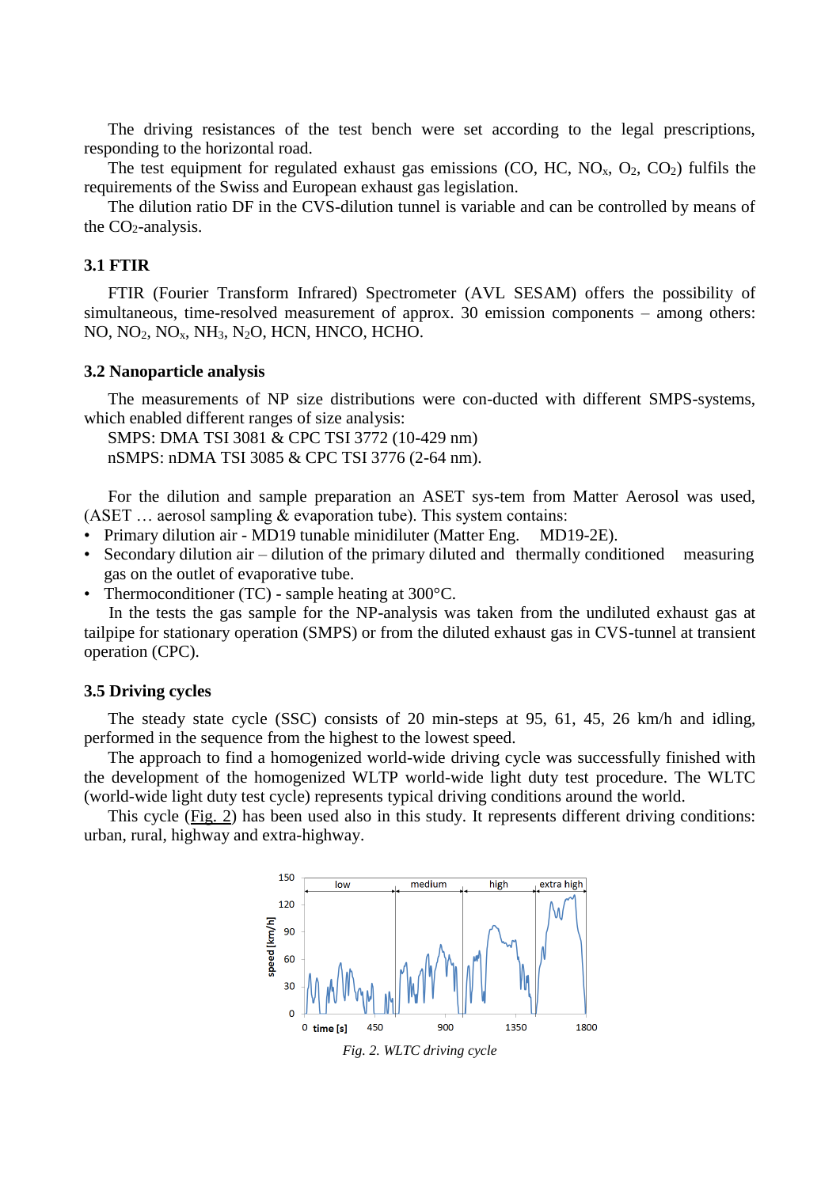The driving resistances of the test bench were set according to the legal prescriptions, responding to the horizontal road.

The test equipment for regulated exhaust gas emissions (CO, HC, $NO_x$, $O_2$, $CO_2$) fulfils the requirements of the Swiss and European exhaust gas legislation.

The dilution ratio DF in the CVS-dilution tunnel is variable and can be controlled by means of the $CO_2$-analysis.

### 3.1 FTIR

FTIR (Fourier Transform Infrared) Spectrometer (AVL SESAM) offers the possibility of simultaneous, time-resolved measurement of approx. 30 emission components – among others: NO, $NO_2$, $NO_x$, $NH_3$, $N_2O$, HCN, HNCO, HCHO.

### 3.2 Nanoparticle analysis

The measurements of NP size distributions were con-ducted with different SMPS-systems, which enabled different ranges of size analysis:

SMPS: DMA TSI 3081 & CPC TSI 3772 (10-429 nm)

nSMPS: nDMA TSI 3085 & CPC TSI 3776 (2-64 nm).

For the dilution and sample preparation an ASET sys-tem from Matter Aerosol was used, (ASET … aerosol sampling & evaporation tube). This system contains:

- Primary dilution air - MD19 tunable minidiluter (Matter Eng. MD19-2E).
- Secondary dilution air – dilution of the primary diluted and thermally conditioned measuring gas on the outlet of evaporative tube.
- Thermoconditioner (TC) - sample heating at 300°C.

In the tests the gas sample for the NP-analysis was taken from the undiluted exhaust gas at tailpipe for stationary operation (SMPS) or from the diluted exhaust gas in CVS-tunnel at transient operation (CPC).

### 3.5 Driving cycles

The steady state cycle (SSC) consists of 20 min-steps at 95, 61, 45, 26 km/h and idling, performed in the sequence from the highest to the lowest speed.

The approach to find a homogenized world-wide driving cycle was successfully finished with the development of the homogenized WLTP world-wide light duty test procedure. The WLTC (world-wide light duty test cycle) represents typical driving conditions around the world.

This cycle (Fig. 2) has been used also in this study. It represents different driving conditions: urban, rural, highway and extra-highway.

speed [km/h]
150
120
90
60
30
0
low
medium
high
extra high
0 time [s] 450 900 1350 1800

*Fig. 2. WLTC driving cycle*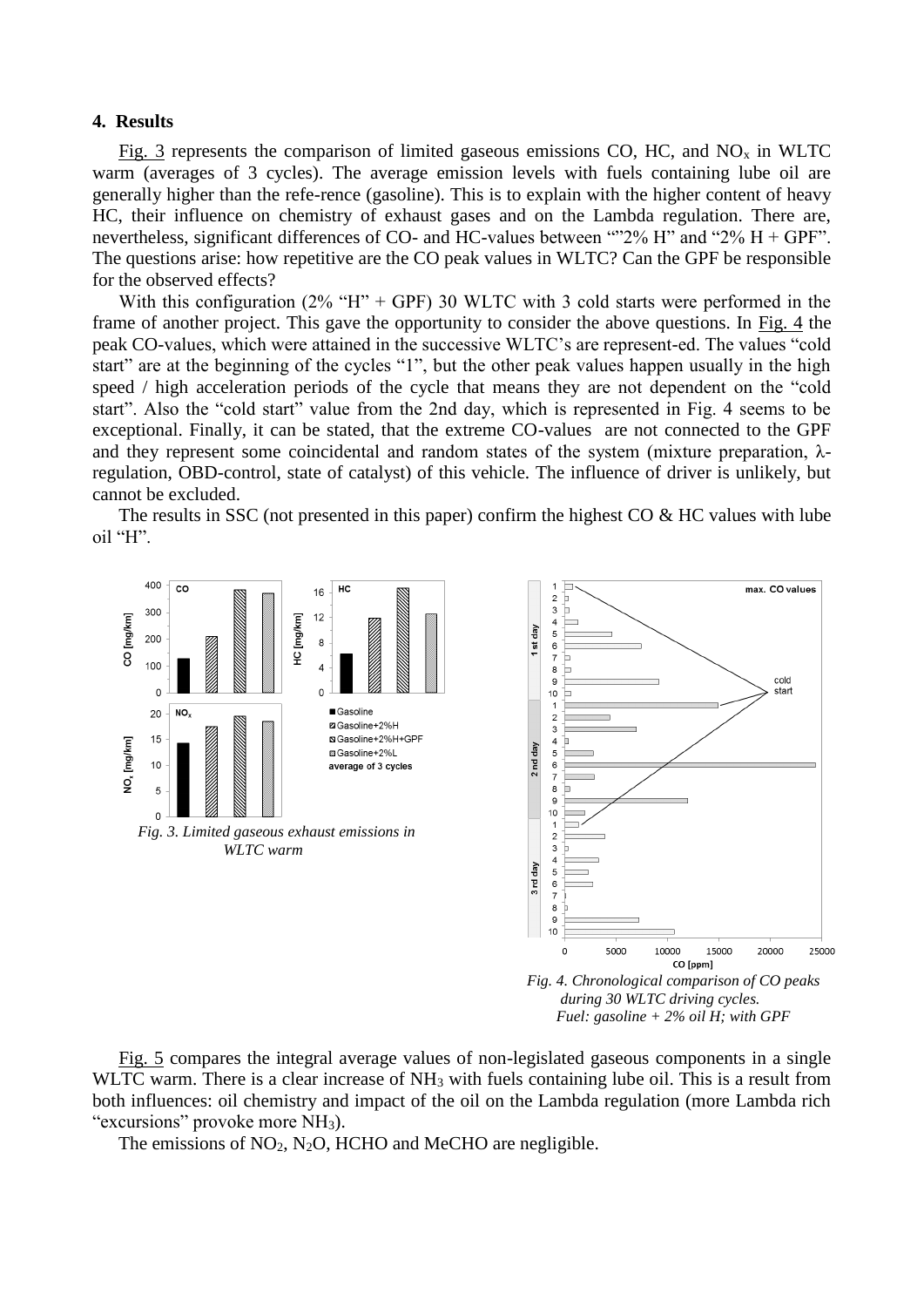## 4. Results

Fig. 3 represents the comparison of limited gaseous emissions CO, HC, and $NO_x$ in WLTC warm (averages of 3 cycles). The average emission levels with fuels containing lube oil are generally higher than the refe-rence (gasoline). This is to explain with the higher content of heavy HC, their influence on chemistry of exhaust gases and on the Lambda regulation. There are, nevertheless, significant differences of CO- and HC-values between ""2% H" and "2% H + GPF". The questions arise: how repetitive are the CO peak values in WLTC? Can the GPF be responsible for the observed effects?

With this configuration (2% "H" + GPF) 30 WLTC with 3 cold starts were performed in the frame of another project. This gave the opportunity to consider the above questions. In Fig. 4 the peak CO-values, which were attained in the successive WLTC's are represent-ed. The values "cold start" are at the beginning of the cycles "1", but the other peak values happen usually in the high speed / high acceleration periods of the cycle that means they are not dependent on the "cold start". Also the "cold start" value from the 2nd day, which is represented in Fig. 4 seems to be exceptional. Finally, it can be stated, that the extreme CO-values are not connected to the GPF and they represent some coincidental and random states of the system (mixture preparation, λ-regulation, OBD-control, state of catalyst) of this vehicle. The influence of driver is unlikely, but cannot be excluded.

The results in SSC (not presented in this paper) confirm the highest CO & HC values with lube oil "H".

CO
CO [mg/km]
400
300
200
100
0

HC
HC [mg/km]
16
12
8
4
0

$NO_x$
$NO_x$ [mg/km]
20
15
10
5
0

Gasoline
Gasoline+2%H
Gasoline+2%H+GPF
Gasoline+2%L
average of 3 cycles

*Fig. 3. Limited gaseous exhaust emissions in WLTC warm*

max. CO values
cold start
1 st day
2 nd day
3 rd day
1 2 3 4 5 6 7 8 9 10
CO [ppm]
0 5000 10000 15000 20000 25000

*Fig. 4. Chronological comparison of CO peaks during 30 WLTC driving cycles. Fuel: gasoline + 2% oil H; with GPF*

Fig. 5 compares the integral average values of non-legislated gaseous components in a single WLTC warm. There is a clear increase of $NH_3$ with fuels containing lube oil. This is a result from both influences: oil chemistry and impact of the oil on the Lambda regulation (more Lambda rich "excursions" provoke more $NH_3$).

The emissions of $NO_2$, $N_2O$, HCHO and MeCHO are negligible.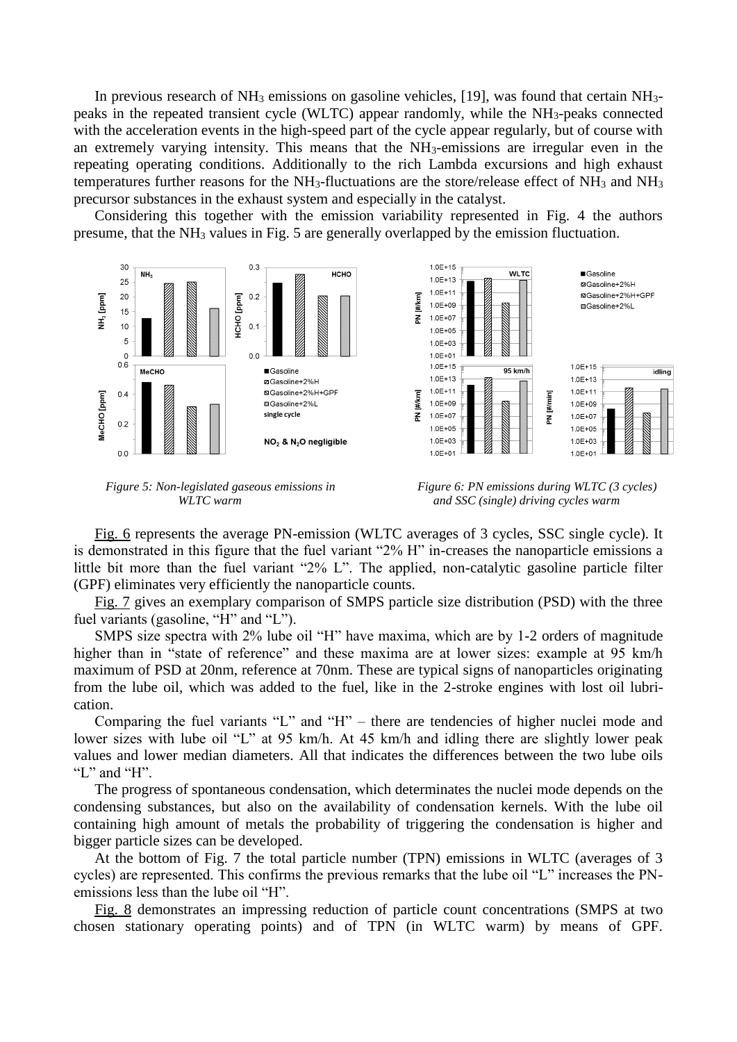In previous research of $NH_3$ emissions on gasoline vehicles, [19], was found that certain $NH_3$-peaks in the repeated transient cycle (WLTC) appear randomly, while the $NH_3$-peaks connected with the acceleration events in the high-speed part of the cycle appear regularly, but of course with an extremely varying intensity. This means that the $NH_3$-emissions are irregular even in the repeating operating conditions. Additionally to the rich Lambda excursions and high exhaust temperatures further reasons for the $NH_3$-fluctuations are the store/release effect of $NH_3$ and $NH_3$ precursor substances in the exhaust system and especially in the catalyst.

Considering this together with the emission variability represented in Fig. 4 the authors presume, that the $NH_3$ values in Fig. 5 are generally overlapped by the emission fluctuation.

NH3
NH3 [ppm]
HCHO
HCHO [ppm]
MeCHO
MeCHO [ppm]
Gasoline
Gasoline+2%H
Gasoline+2%H+GPF
Gasoline+2%L
single cycle
NO2 & N2O negligible

*Figure 5: Non-legislated gaseous emissions in WLTC warm*

WLTC
PN [#/km]
95 km/h
PN [#/km]
idling
PN [#/min]
Gasoline
Gasoline+2%H
Gasoline+2%H+GPF
Gasoline+2%L

*Figure 6: PN emissions during WLTC (3 cycles) and SSC (single) driving cycles warm*

Fig. 6 represents the average PN-emission (WLTC averages of 3 cycles, SSC single cycle). It is demonstrated in this figure that the fuel variant "2% H" in-creases the nanoparticle emissions a little bit more than the fuel variant "2% L". The applied, non-catalytic gasoline particle filter (GPF) eliminates very efficiently the nanoparticle counts.

Fig. 7 gives an exemplary comparison of SMPS particle size distribution (PSD) with the three fuel variants (gasoline, "H" and "L").

SMPS size spectra with 2% lube oil "H" have maxima, which are by 1-2 orders of magnitude higher than in "state of reference" and these maxima are at lower sizes: example at 95 km/h maximum of PSD at 20nm, reference at 70nm. These are typical signs of nanoparticles originating from the lube oil, which was added to the fuel, like in the 2-stroke engines with lost oil lubri-cation.

Comparing the fuel variants "L" and "H" – there are tendencies of higher nuclei mode and lower sizes with lube oil "L" at 95 km/h. At 45 km/h and idling there are slightly lower peak values and lower median diameters. All that indicates the differences between the two lube oils "L" and "H".

The progress of spontaneous condensation, which determinates the nuclei mode depends on the condensing substances, but also on the availability of condensation kernels. With the lube oil containing high amount of metals the probability of triggering the condensation is higher and bigger particle sizes can be developed.

At the bottom of Fig. 7 the total particle number (TPN) emissions in WLTC (averages of 3 cycles) are represented. This confirms the previous remarks that the lube oil "L" increases the PN-emissions less than the lube oil "H".

Fig. 8 demonstrates an impressing reduction of particle count concentrations (SMPS at two chosen stationary operating points) and of TPN (in WLTC warm) by means of GPF.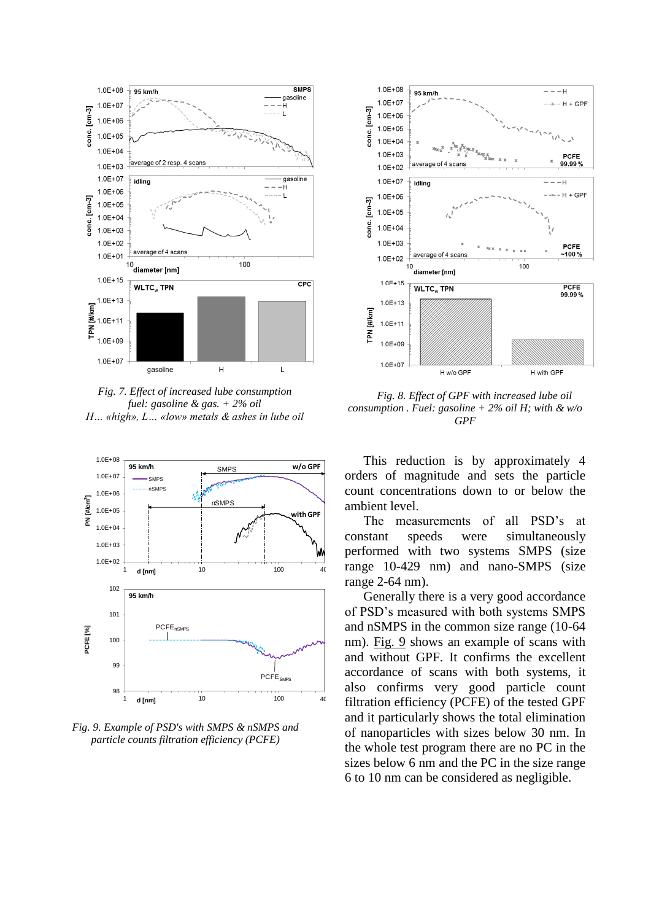*Fig. 7. Effect of increased lube consumption fuel: gasoline & gas. + 2% oil H… «high», L… «low» metals & ashes in lube oil*

*Fig. 8. Effect of GPF with increased lube oil consumption . Fuel: gasoline + 2% oil H; with & w/o GPF*

*Fig. 9. Example of PSD's with SMPS & nSMPS and particle counts filtration efficiency (PCFE)*

This reduction is by approximately 4 orders of magnitude and sets the particle count concentrations down to or below the ambient level.

The measurements of all PSD's at constant speeds were simultaneously performed with two systems SMPS (size range 10-429 nm) and nano-SMPS (size range 2-64 nm).

Generally there is a very good accordance of PSD's measured with both systems SMPS and nSMPS in the common size range (10-64 nm). Fig. 9 shows an example of scans with and without GPF. It confirms the excellent accordance of scans with both systems, it also confirms very good particle count filtration efficiency (PCFE) of the tested GPF and it particularly shows the total elimination of nanoparticles with sizes below 30 nm. In the whole test program there are no PC in the sizes below 6 nm and the PC in the size range 6 to 10 nm can be considered as negligible.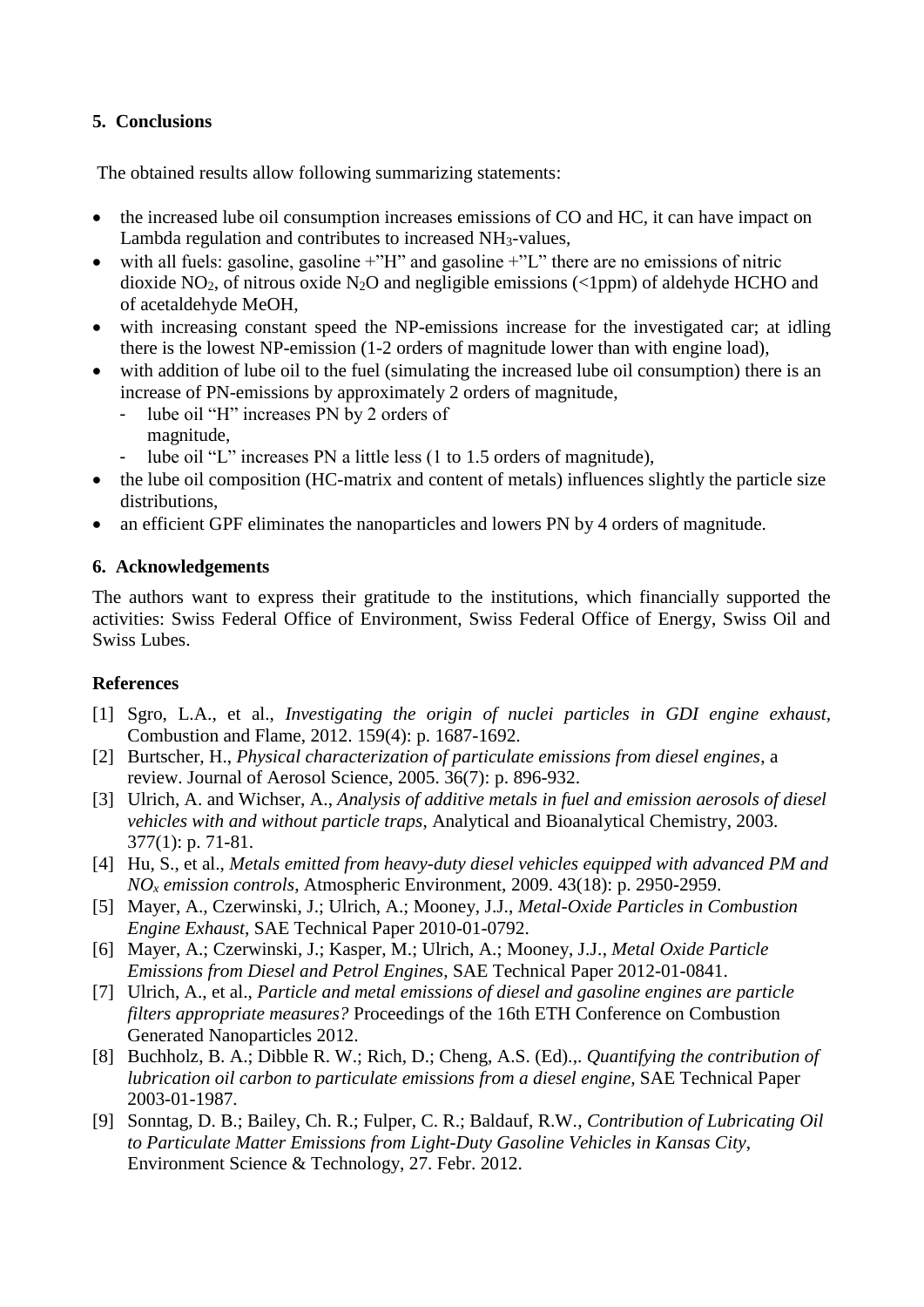## 5. Conclusions

The obtained results allow following summarizing statements:

- the increased lube oil consumption increases emissions of CO and HC, it can have impact on Lambda regulation and contributes to increased $NH_3$-values,
- with all fuels: gasoline, gasoline +"H" and gasoline +"L" there are no emissions of nitric dioxide $NO_2$, of nitrous oxide $N_2O$ and negligible emissions (<1ppm) of aldehyde HCHO and of acetaldehyde MeOH,
- with increasing constant speed the NP-emissions increase for the investigated car; at idling there is the lowest NP-emission (1-2 orders of magnitude lower than with engine load),
- with addition of lube oil to the fuel (simulating the increased lube oil consumption) there is an increase of PN-emissions by approximately 2 orders of magnitude,
  - lube oil "H" increases PN by 2 orders of magnitude,
  - lube oil "L" increases PN a little less (1 to 1.5 orders of magnitude),
- the lube oil composition (HC-matrix and content of metals) influences slightly the particle size distributions,
- an efficient GPF eliminates the nanoparticles and lowers PN by 4 orders of magnitude.

## 6. Acknowledgements

The authors want to express their gratitude to the institutions, which financially supported the activities: Swiss Federal Office of Environment, Swiss Federal Office of Energy, Swiss Oil and Swiss Lubes.

## References

[1] Sgro, L.A., et al., *Investigating the origin of nuclei particles in GDI engine exhaust*, Combustion and Flame, 2012. 159(4): p. 1687-1692.

[2] Burtscher, H., *Physical characterization of particulate emissions from diesel engines*, a review. Journal of Aerosol Science, 2005. 36(7): p. 896-932.

[3] Ulrich, A. and Wichser, A., *Analysis of additive metals in fuel and emission aerosols of diesel vehicles with and without particle traps*, Analytical and Bioanalytical Chemistry, 2003. 377(1): p. 71-81.

[4] Hu, S., et al., *Metals emitted from heavy-duty diesel vehicles equipped with advanced PM and $NO_x$ emission controls*, Atmospheric Environment, 2009. 43(18): p. 2950-2959.

[5] Mayer, A., Czerwinski, J.; Ulrich, A.; Mooney, J.J., *Metal-Oxide Particles in Combustion Engine Exhaust*, SAE Technical Paper 2010-01-0792.

[6] Mayer, A.; Czerwinski, J.; Kasper, M.; Ulrich, A.; Mooney, J.J., *Metal Oxide Particle Emissions from Diesel and Petrol Engines*, SAE Technical Paper 2012-01-0841.

[7] Ulrich, A., et al., *Particle and metal emissions of diesel and gasoline engines are particle filters appropriate measures?* Proceedings of the 16th ETH Conference on Combustion Generated Nanoparticles 2012.

[8] Buchholz, B. A.; Dibble R. W.; Rich, D.; Cheng, A.S. (Ed).,. *Quantifying the contribution of lubrication oil carbon to particulate emissions from a diesel engine*, SAE Technical Paper 2003-01-1987.

[9] Sonntag, D. B.; Bailey, Ch. R.; Fulper, C. R.; Baldauf, R.W., *Contribution of Lubricating Oil to Particulate Matter Emissions from Light-Duty Gasoline Vehicles in Kansas City*, Environment Science & Technology, 27. Febr. 2012.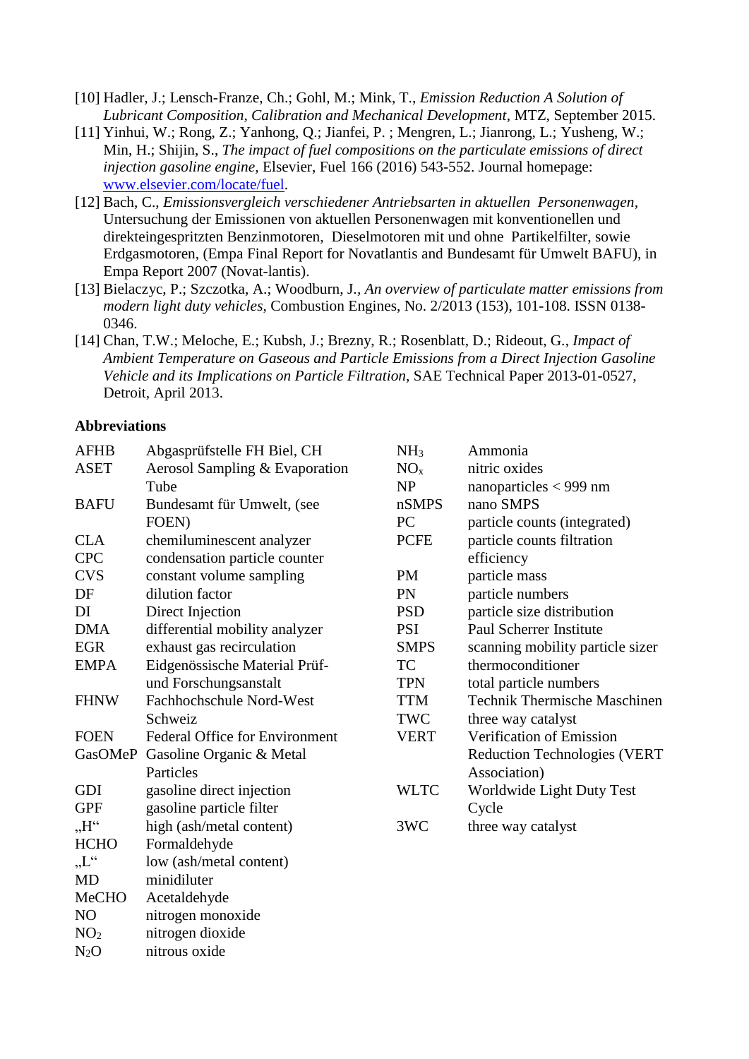[10] Hadler, J.; Lensch-Franze, Ch.; Gohl, M.; Mink, T., *Emission Reduction A Solution of Lubricant Composition, Calibration and Mechanical Development*, MTZ, September 2015.

[11] Yinhui, W.; Rong, Z.; Yanhong, Q.; Jianfei, P. ; Mengren, L.; Jianrong, L.; Yusheng, W.; Min, H.; Shijin, S., *The impact of fuel compositions on the particulate emissions of direct injection gasoline engine*, Elsevier, Fuel 166 (2016) 543-552. Journal homepage: www.elsevier.com/locate/fuel.

[12] Bach, C., *Emissionsvergleich verschiedener Antriebsarten in aktuellen Personenwagen*, Untersuchung der Emissionen von aktuellen Personenwagen mit konventionellen und direkteingespritzten Benzinmotoren, Dieselmotoren mit und ohne Partikelfilter, sowie Erdgasmotoren, (Empa Final Report for Novatlantis and Bundesamt für Umwelt BAFU), in Empa Report 2007 (Novat-lantis).

[13] Bielaczyc, P.; Szczotka, A.; Woodburn, J., *An overview of particulate matter emissions from modern light duty vehicles*, Combustion Engines, No. 2/2013 (153), 101-108. ISSN 0138-0346.

[14] Chan, T.W.; Meloche, E.; Kubsh, J.; Brezny, R.; Rosenblatt, D.; Rideout, G., *Impact of Ambient Temperature on Gaseous and Particle Emissions from a Direct Injection Gasoline Vehicle and its Implications on Particle Filtration*, SAE Technical Paper 2013-01-0527, Detroit, April 2013.

**Abbreviations**

| | |
|---|---|
| AFHB | Abgasprüfstelle FH Biel, CH |
| ASET | Aerosol Sampling & Evaporation Tube |
| BAFU | Bundesamt für Umwelt, (see FOEN) |
| CLA | chemiluminescent analyzer |
| CPC | condensation particle counter |
| CVS | constant volume sampling |
| DF | dilution factor |
| DI | Direct Injection |
| DMA | differential mobility analyzer |
| EGR | exhaust gas recirculation |
| EMPA | Eidgenössische Material Prüf- und Forschungsanstalt |
| FHNW | Fachhochschule Nord-West Schweiz |
| FOEN | Federal Office for Environment |
| GasOMeP | Gasoline Organic & Metal Particles |
| GDI | gasoline direct injection |
| GPF | gasoline particle filter |
| „H“ | high (ash/metal content) |
| HCHO | Formaldehyde |
| „L“ | low (ash/metal content) |
| MD | minidiluter |
| MeCHO | Acetaldehyde |
| NO | nitrogen monoxide |
| $NO_2$ | nitrogen dioxide |
| $N_2O$ | nitrous oxide |
| $NH_3$ | Ammonia |
| $NO_x$ | nitric oxides |
| NP | nanoparticles < 999 nm |
| nSMPS | nano SMPS |
| PC | particle counts (integrated) |
| PCFE | particle counts filtration efficiency |
| PM | particle mass |
| PN | particle numbers |
| PSD | particle size distribution |
| PSI | Paul Scherrer Institute |
| SMPS | scanning mobility particle sizer |
| TC | thermoconditioner |
| TPN | total particle numbers |
| TTM | Technik Thermische Maschinen |
| TWC | three way catalyst |
| VERT | Verification of Emission Reduction Technologies (VERT Association) |
| WLTC | Worldwide Light Duty Test Cycle |
| 3WC | three way catalyst |